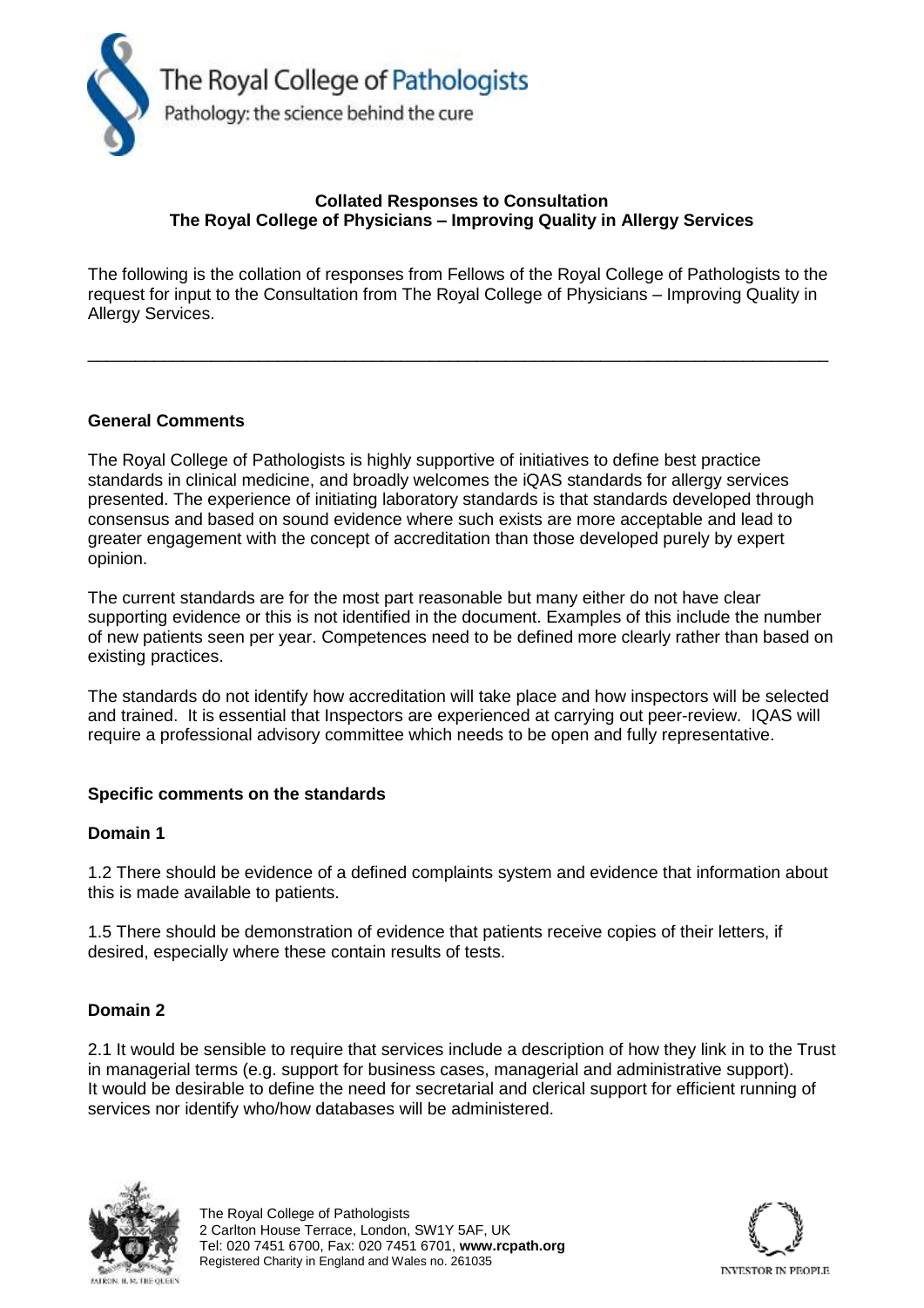**Collated Responses to Consultation**
**The Royal College of Physicians – Improving Quality in Allergy Services**

The following is the collation of responses from Fellows of the Royal College of Pathologists to the request for input to the Consultation from The Royal College of Physicians – Improving Quality in Allergy Services.

---

## General Comments

The Royal College of Pathologists is highly supportive of initiatives to define best practice standards in clinical medicine, and broadly welcomes the iQAS standards for allergy services presented. The experience of initiating laboratory standards is that standards developed through consensus and based on sound evidence where such exists are more acceptable and lead to greater engagement with the concept of accreditation than those developed purely by expert opinion.

The current standards are for the most part reasonable but many either do not have clear supporting evidence or this is not identified in the document. Examples of this include the number of new patients seen per year. Competences need to be defined more clearly rather than based on existing practices.

The standards do not identify how accreditation will take place and how inspectors will be selected and trained. It is essential that Inspectors are experienced at carrying out peer-review. IQAS will require a professional advisory committee which needs to be open and fully representative.

## Specific comments on the standards

### Domain 1

1.2 There should be evidence of a defined complaints system and evidence that information about this is made available to patients.

1.5 There should be demonstration of evidence that patients receive copies of their letters, if desired, especially where these contain results of tests.

### Domain 2

2.1 It would be sensible to require that services include a description of how they link in to the Trust in managerial terms (e.g. support for business cases, managerial and administrative support). It would be desirable to define the need for secretarial and clerical support for efficient running of services nor identify who/how databases will be administered.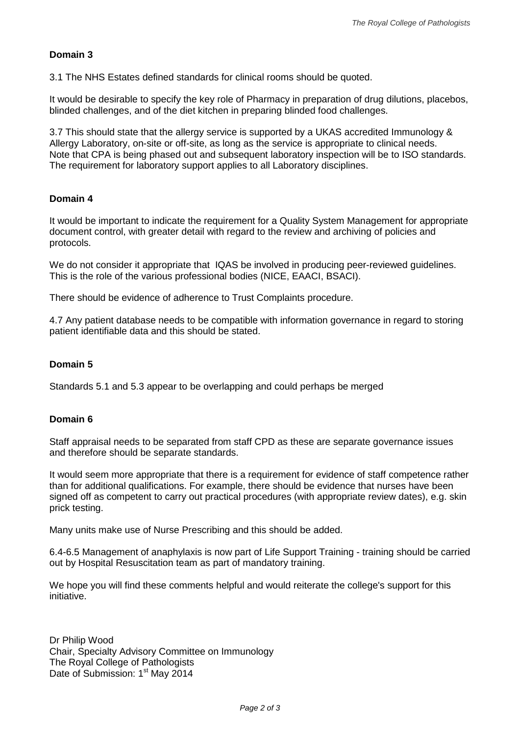**Domain 3**

3.1 The NHS Estates defined standards for clinical rooms should be quoted.

It would be desirable to specify the key role of Pharmacy in preparation of drug dilutions, placebos, blinded challenges, and of the diet kitchen in preparing blinded food challenges.

3.7 This should state that the allergy service is supported by a UKAS accredited Immunology & Allergy Laboratory, on-site or off-site, as long as the service is appropriate to clinical needs. Note that CPA is being phased out and subsequent laboratory inspection will be to ISO standards. The requirement for laboratory support applies to all Laboratory disciplines.

**Domain 4**

It would be important to indicate the requirement for a Quality System Management for appropriate document control, with greater detail with regard to the review and archiving of policies and protocols.

We do not consider it appropriate that IQAS be involved in producing peer-reviewed guidelines. This is the role of the various professional bodies (NICE, EAACI, BSACI).

There should be evidence of adherence to Trust Complaints procedure.

4.7 Any patient database needs to be compatible with information governance in regard to storing patient identifiable data and this should be stated.

**Domain 5**

Standards 5.1 and 5.3 appear to be overlapping and could perhaps be merged

**Domain 6**

Staff appraisal needs to be separated from staff CPD as these are separate governance issues and therefore should be separate standards.

It would seem more appropriate that there is a requirement for evidence of staff competence rather than for additional qualifications. For example, there should be evidence that nurses have been signed off as competent to carry out practical procedures (with appropriate review dates), e.g. skin prick testing.

Many units make use of Nurse Prescribing and this should be added.

6.4-6.5 Management of anaphylaxis is now part of Life Support Training - training should be carried out by Hospital Resuscitation team as part of mandatory training.

We hope you will find these comments helpful and would reiterate the college's support for this initiative.

Dr Philip Wood
Chair, Specialty Advisory Committee on Immunology
The Royal College of Pathologists
Date of Submission: 1st May 2014